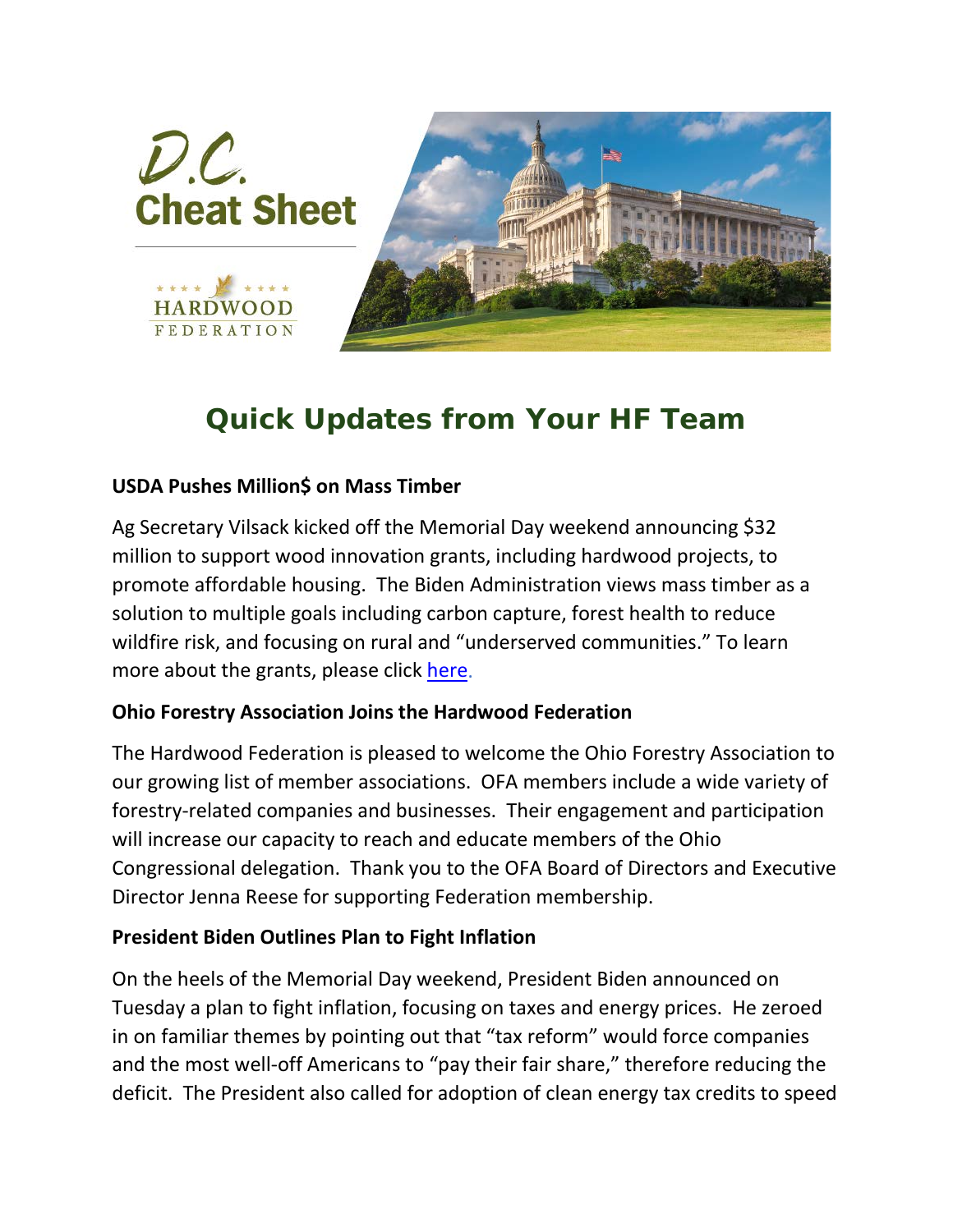D.C.
Cheat Sheet

HARDWOOD FEDERATION

# Quick Updates from Your HF Team

**USDA Pushes Million$ on Mass Timber**

Ag Secretary Vilsack kicked off the Memorial Day weekend announcing $32 million to support wood innovation grants, including hardwood projects, to promote affordable housing. The Biden Administration views mass timber as a solution to multiple goals including carbon capture, forest health to reduce wildfire risk, and focusing on rural and "underserved communities." To learn more about the grants, please click [here](#).

**Ohio Forestry Association Joins the Hardwood Federation**

The Hardwood Federation is pleased to welcome the Ohio Forestry Association to our growing list of member associations. OFA members include a wide variety of forestry-related companies and businesses. Their engagement and participation will increase our capacity to reach and educate members of the Ohio Congressional delegation. Thank you to the OFA Board of Directors and Executive Director Jenna Reese for supporting Federation membership.

**President Biden Outlines Plan to Fight Inflation**

On the heels of the Memorial Day weekend, President Biden announced on Tuesday a plan to fight inflation, focusing on taxes and energy prices. He zeroed in on familiar themes by pointing out that "tax reform" would force companies and the most well-off Americans to "pay their fair share," therefore reducing the deficit. The President also called for adoption of clean energy tax credits to speed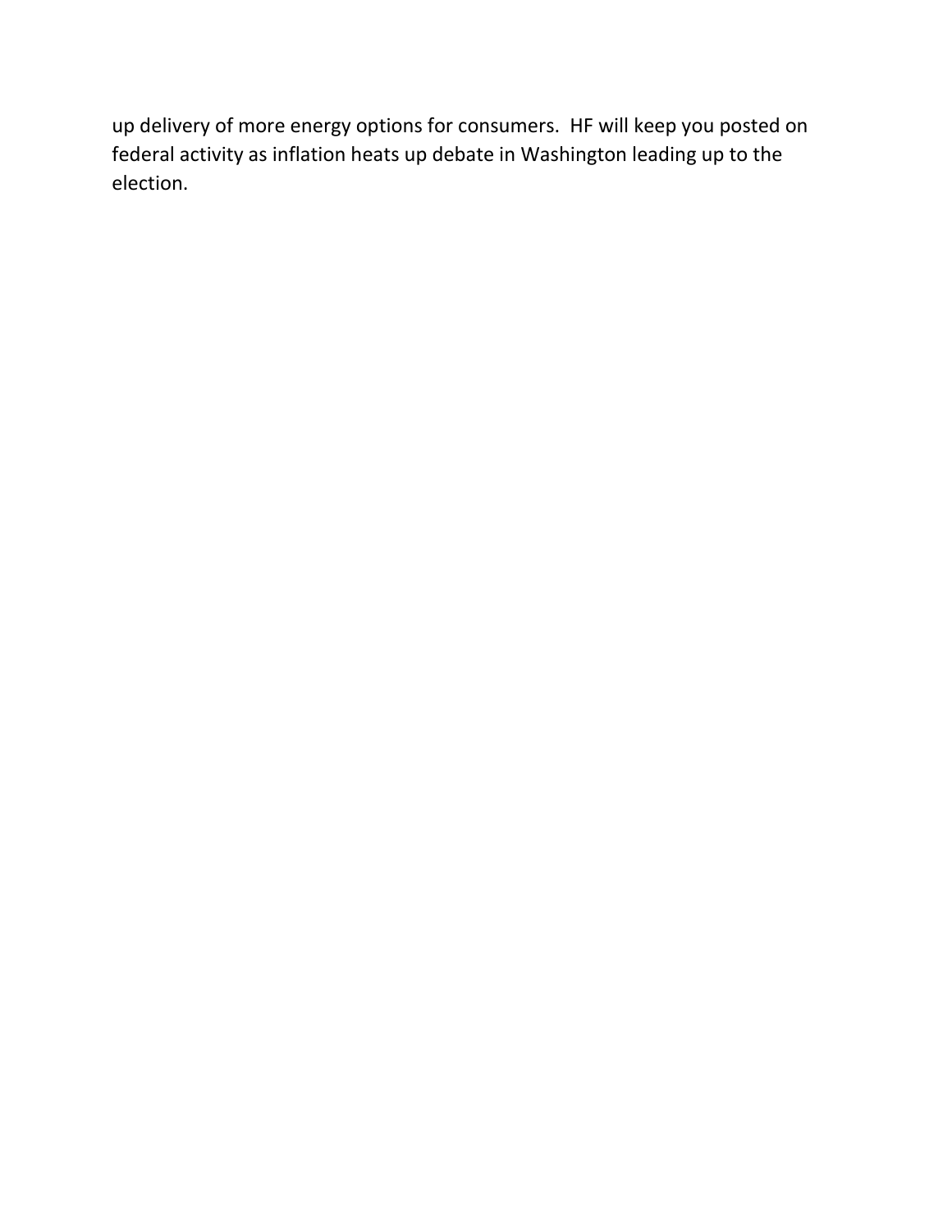up delivery of more energy options for consumers.  HF will keep you posted on federal activity as inflation heats up debate in Washington leading up to the election.